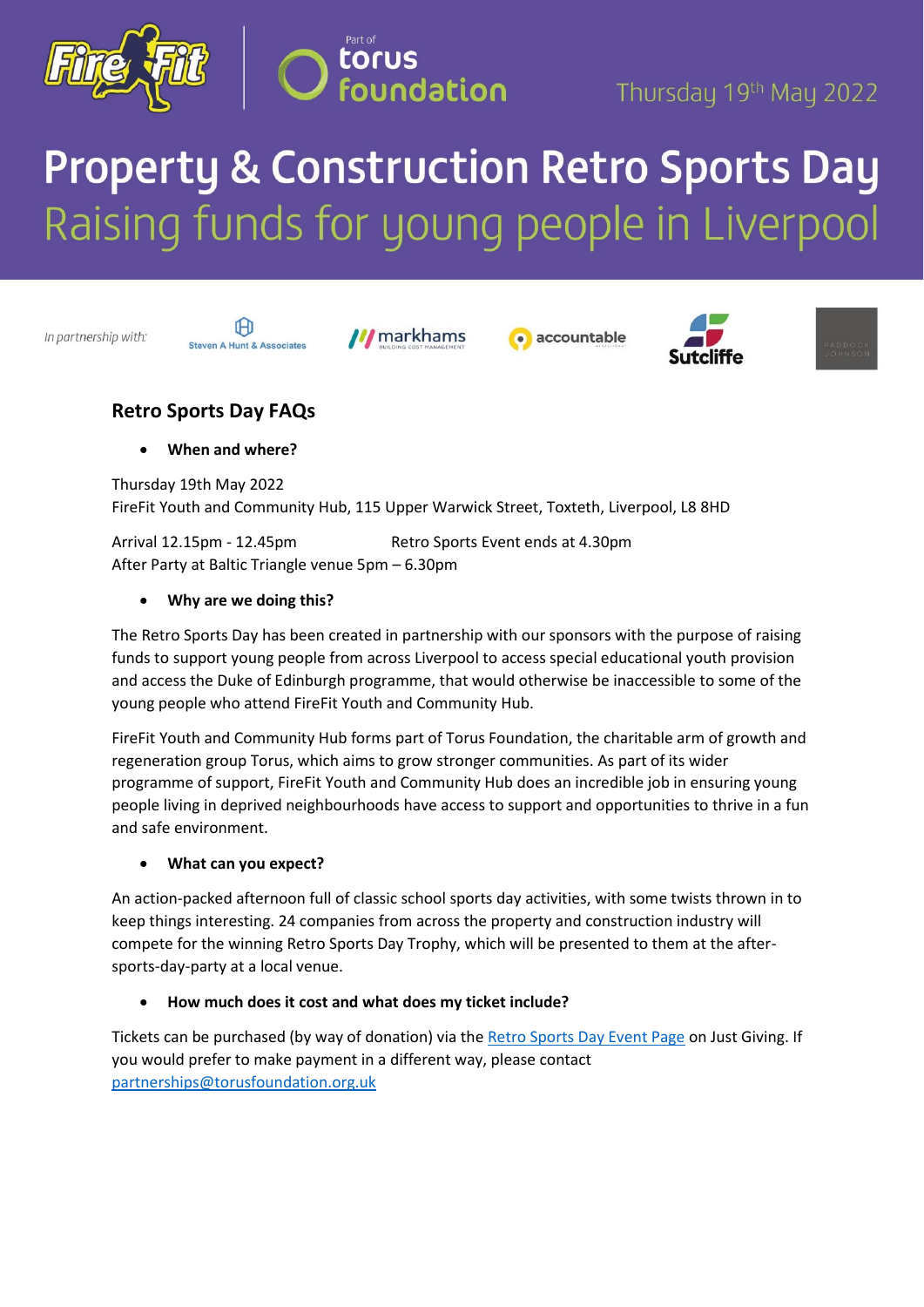Thursday 19th May 2022

# Property & Construction Retro Sports Day

## Raising funds for young people in Liverpool

*In partnership with:* Steven A Hunt & Associates, markhams, accountable, Sutcliffe, Paddock Johnson

## Retro Sports Day FAQs

- **When and where?**

Thursday 19th May 2022
FireFit Youth and Community Hub, 115 Upper Warwick Street, Toxteth, Liverpool, L8 8HD

Arrival 12.15pm - 12.45pm Retro Sports Event ends at 4.30pm
After Party at Baltic Triangle venue 5pm – 6.30pm

- **Why are we doing this?**

The Retro Sports Day has been created in partnership with our sponsors with the purpose of raising funds to support young people from across Liverpool to access special educational youth provision and access the Duke of Edinburgh programme, that would otherwise be inaccessible to some of the young people who attend FireFit Youth and Community Hub.

FireFit Youth and Community Hub forms part of Torus Foundation, the charitable arm of growth and regeneration group Torus, which aims to grow stronger communities. As part of its wider programme of support, FireFit Youth and Community Hub does an incredible job in ensuring young people living in deprived neighbourhoods have access to support and opportunities to thrive in a fun and safe environment.

- **What can you expect?**

An action-packed afternoon full of classic school sports day activities, with some twists thrown in to keep things interesting. 24 companies from across the property and construction industry will compete for the winning Retro Sports Day Trophy, which will be presented to them at the after-sports-day-party at a local venue.

- **How much does it cost and what does my ticket include?**

Tickets can be purchased (by way of donation) via the Retro Sports Day Event Page on Just Giving. If you would prefer to make payment in a different way, please contact partnerships@torusfoundation.org.uk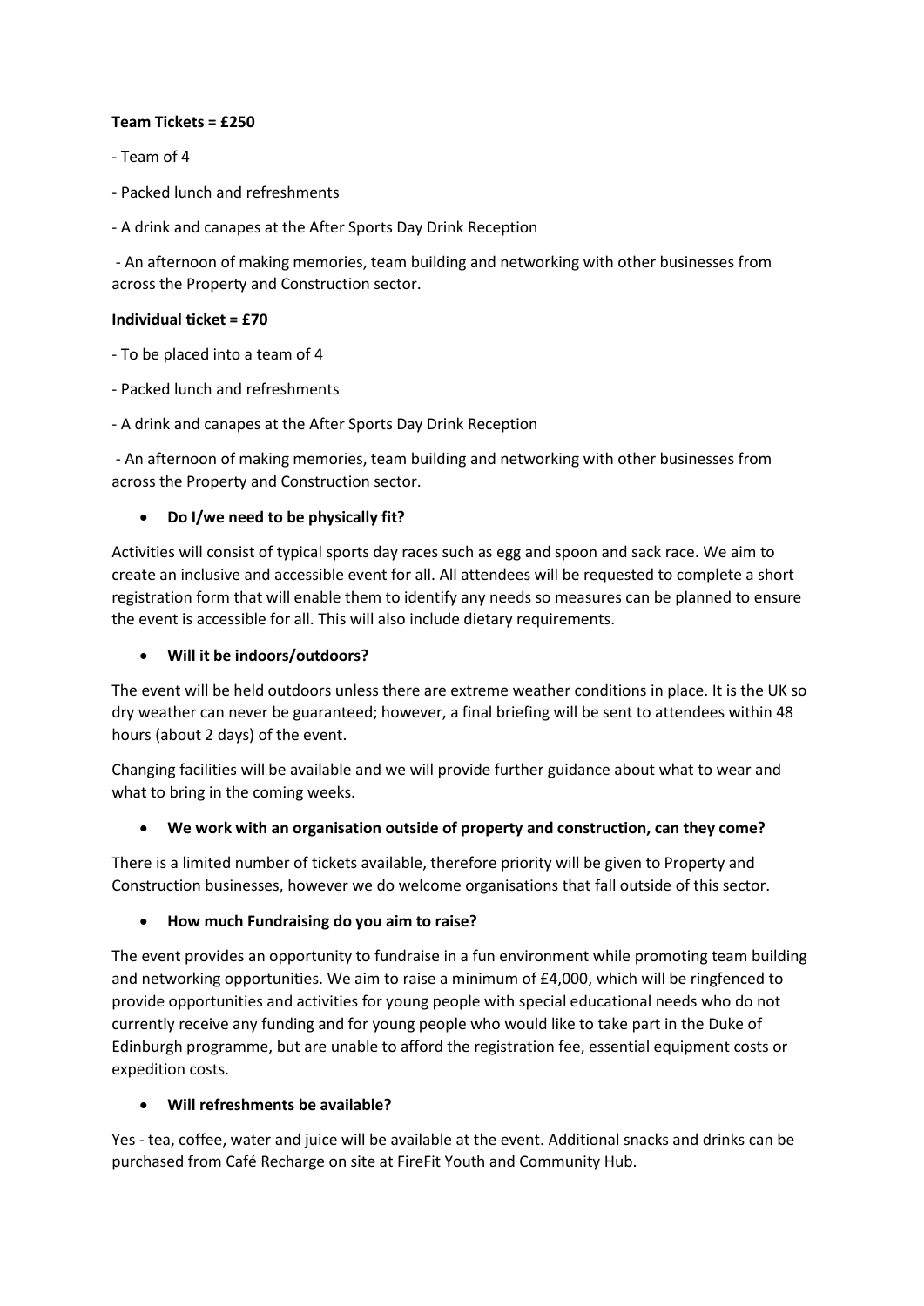**Team Tickets = £250**

- Team of 4

- Packed lunch and refreshments

- A drink and canapes at the After Sports Day Drink Reception

- An afternoon of making memories, team building and networking with other businesses from across the Property and Construction sector.

**Individual ticket = £70**

- To be placed into a team of 4

- Packed lunch and refreshments

- A drink and canapes at the After Sports Day Drink Reception

- An afternoon of making memories, team building and networking with other businesses from across the Property and Construction sector.

- **Do I/we need to be physically fit?**

Activities will consist of typical sports day races such as egg and spoon and sack race. We aim to create an inclusive and accessible event for all. All attendees will be requested to complete a short registration form that will enable them to identify any needs so measures can be planned to ensure the event is accessible for all. This will also include dietary requirements.

- **Will it be indoors/outdoors?**

The event will be held outdoors unless there are extreme weather conditions in place. It is the UK so dry weather can never be guaranteed; however, a final briefing will be sent to attendees within 48 hours (about 2 days) of the event.

Changing facilities will be available and we will provide further guidance about what to wear and what to bring in the coming weeks.

- **We work with an organisation outside of property and construction, can they come?**

There is a limited number of tickets available, therefore priority will be given to Property and Construction businesses, however we do welcome organisations that fall outside of this sector.

- **How much Fundraising do you aim to raise?**

The event provides an opportunity to fundraise in a fun environment while promoting team building and networking opportunities. We aim to raise a minimum of £4,000, which will be ringfenced to provide opportunities and activities for young people with special educational needs who do not currently receive any funding and for young people who would like to take part in the Duke of Edinburgh programme, but are unable to afford the registration fee, essential equipment costs or expedition costs.

- **Will refreshments be available?**

Yes - tea, coffee, water and juice will be available at the event. Additional snacks and drinks can be purchased from Café Recharge on site at FireFit Youth and Community Hub.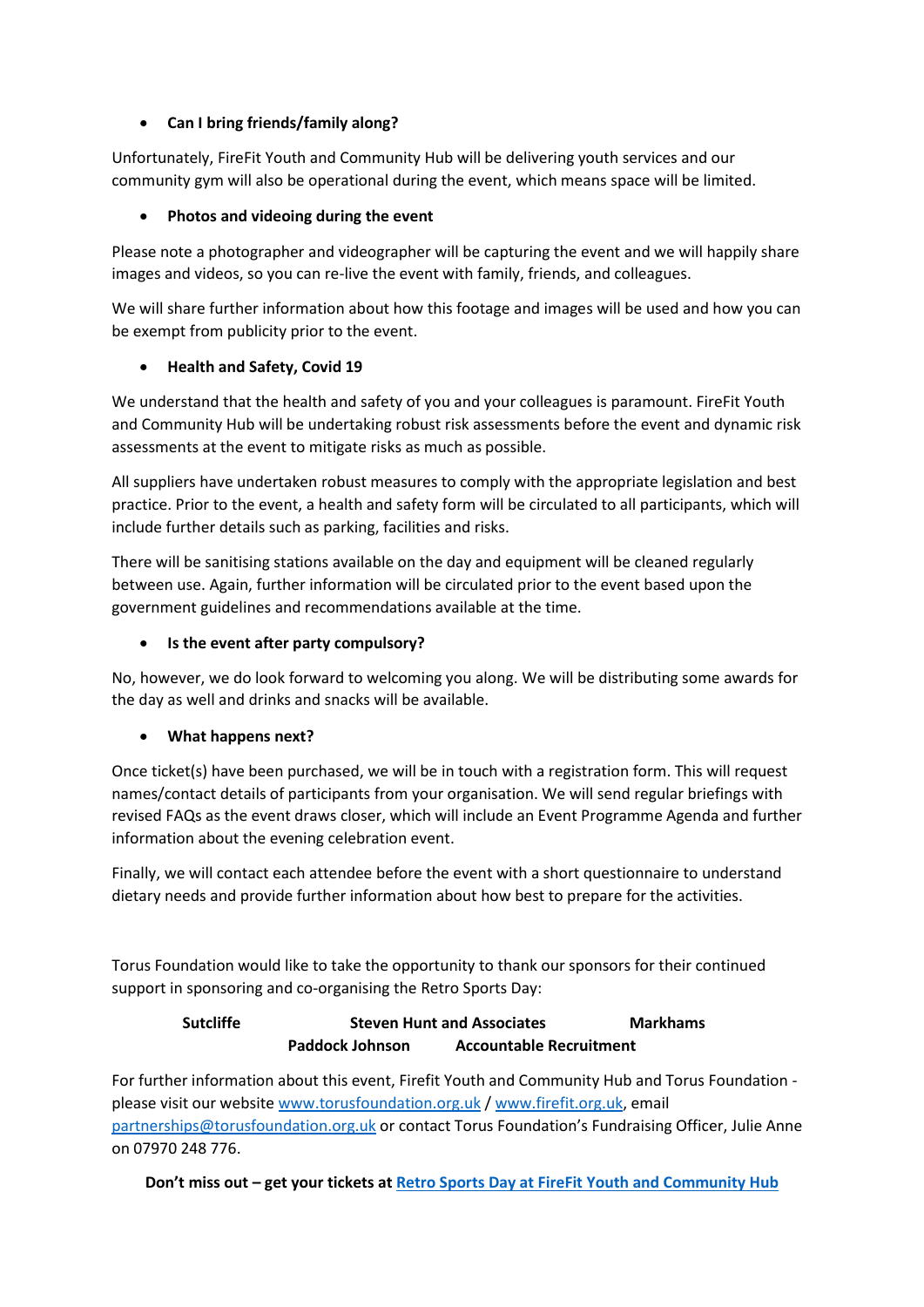- **Can I bring friends/family along?**

Unfortunately, FireFit Youth and Community Hub will be delivering youth services and our community gym will also be operational during the event, which means space will be limited.

- **Photos and videoing during the event**

Please note a photographer and videographer will be capturing the event and we will happily share images and videos, so you can re-live the event with family, friends, and colleagues.

We will share further information about how this footage and images will be used and how you can be exempt from publicity prior to the event.

- **Health and Safety, Covid 19**

We understand that the health and safety of you and your colleagues is paramount. FireFit Youth and Community Hub will be undertaking robust risk assessments before the event and dynamic risk assessments at the event to mitigate risks as much as possible.

All suppliers have undertaken robust measures to comply with the appropriate legislation and best practice. Prior to the event, a health and safety form will be circulated to all participants, which will include further details such as parking, facilities and risks.

There will be sanitising stations available on the day and equipment will be cleaned regularly between use. Again, further information will be circulated prior to the event based upon the government guidelines and recommendations available at the time.

- **Is the event after party compulsory?**

No, however, we do look forward to welcoming you along. We will be distributing some awards for the day as well and drinks and snacks will be available.

- **What happens next?**

Once ticket(s) have been purchased, we will be in touch with a registration form. This will request names/contact details of participants from your organisation. We will send regular briefings with revised FAQs as the event draws closer, which will include an Event Programme Agenda and further information about the evening celebration event.

Finally, we will contact each attendee before the event with a short questionnaire to understand dietary needs and provide further information about how best to prepare for the activities.

Torus Foundation would like to take the opportunity to thank our sponsors for their continued support in sponsoring and co-organising the Retro Sports Day:

**Sutcliffe** **Steven Hunt and Associates** **Markhams**
**Paddock Johnson** **Accountable Recruitment**

For further information about this event, Firefit Youth and Community Hub and Torus Foundation - please visit our website www.torusfoundation.org.uk / www.firefit.org.uk, email partnerships@torusfoundation.org.uk or contact Torus Foundation's Fundraising Officer, Julie Anne on 07970 248 776.

**Don't miss out – get your tickets at Retro Sports Day at FireFit Youth and Community Hub**